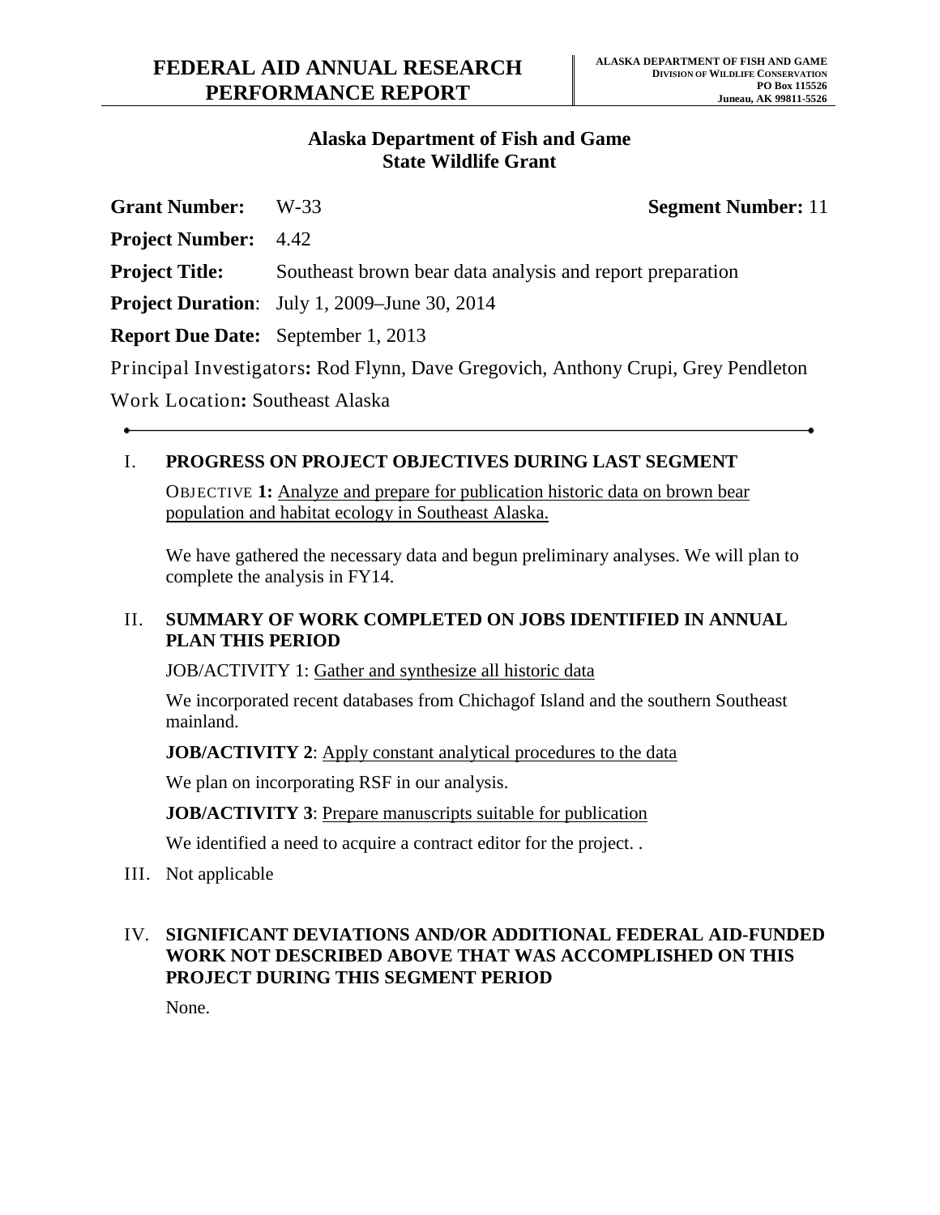# FEDERAL AID ANNUAL RESEARCH PERFORMANCE REPORT

**ALASKA DEPARTMENT OF FISH AND GAME**
**DIVISION OF WILDLIFE CONSERVATION**
**PO Box 115526**
**Juneau, AK 99811-5526**

## Alaska Department of Fish and Game State Wildlife Grant

**Grant Number:** W-33 **Segment Number:** 11

**Project Number:** 4.42

**Project Title:** Southeast brown bear data analysis and report preparation

**Project Duration**: July 1, 2009–June 30, 2014

**Report Due Date:** September 1, 2013

Principal Investigators**:** Rod Flynn, Dave Gregovich, Anthony Crupi, Grey Pendleton

Work Location**:** Southeast Alaska

---

### I. PROGRESS ON PROJECT OBJECTIVES DURING LAST SEGMENT

OBJECTIVE **1:** Analyze and prepare for publication historic data on brown bear population and habitat ecology in Southeast Alaska.

We have gathered the necessary data and begun preliminary analyses. We will plan to complete the analysis in FY14.

### II. SUMMARY OF WORK COMPLETED ON JOBS IDENTIFIED IN ANNUAL PLAN THIS PERIOD

JOB/ACTIVITY 1: Gather and synthesize all historic data

We incorporated recent databases from Chichagof Island and the southern Southeast mainland.

**JOB/ACTIVITY 2**: Apply constant analytical procedures to the data

We plan on incorporating RSF in our analysis.

**JOB/ACTIVITY 3**: Prepare manuscripts suitable for publication

We identified a need to acquire a contract editor for the project. .

### III. Not applicable

### IV. SIGNIFICANT DEVIATIONS AND/OR ADDITIONAL FEDERAL AID-FUNDED WORK NOT DESCRIBED ABOVE THAT WAS ACCOMPLISHED ON THIS PROJECT DURING THIS SEGMENT PERIOD

None.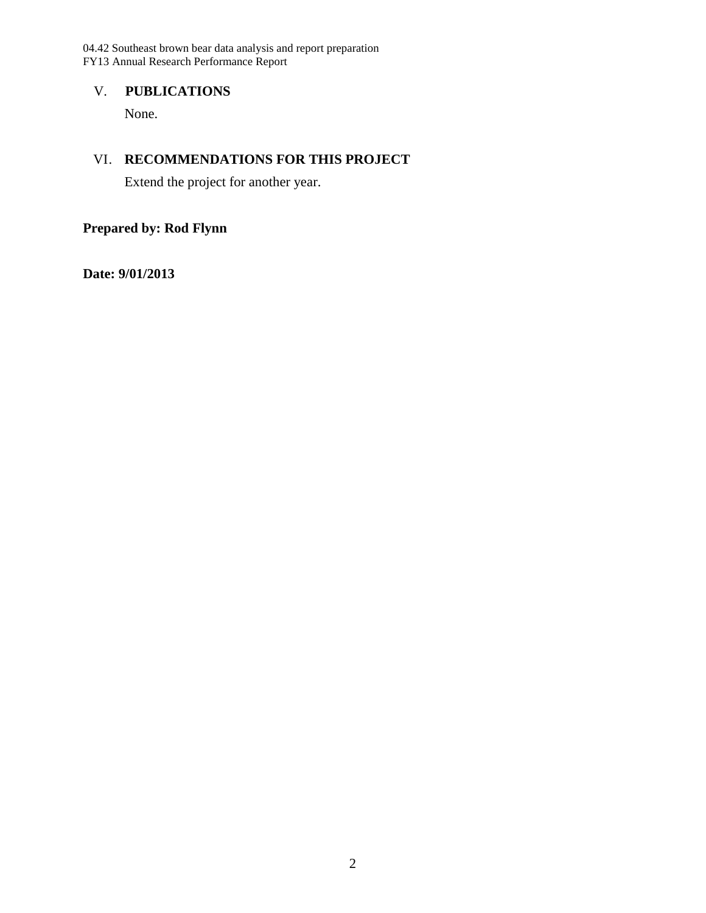## V. PUBLICATIONS

None.

## VI. RECOMMENDATIONS FOR THIS PROJECT

Extend the project for another year.

**Prepared by: Rod Flynn**

**Date: 9/01/2013**